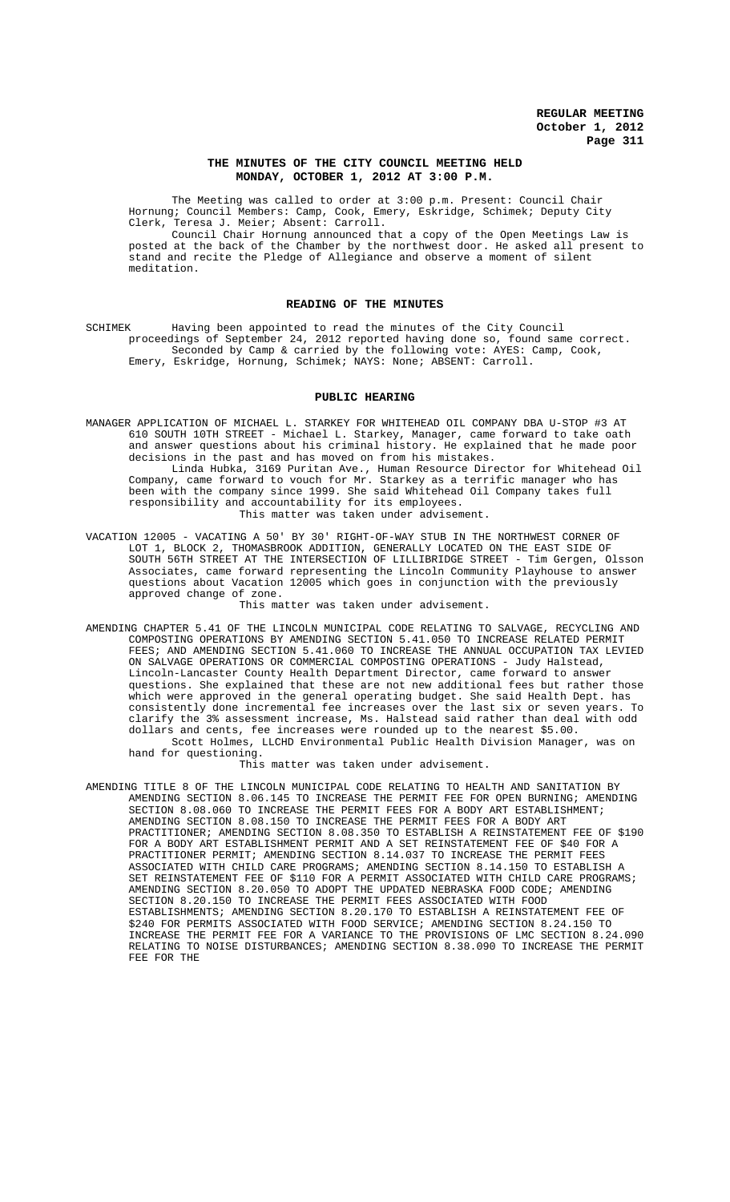**REGULAR MEETING**
**October 1, 2012**

## THE MINUTES OF THE CITY COUNCIL MEETING HELD MONDAY, OCTOBER 1, 2012 AT 3:00 P.M.

The Meeting was called to order at 3:00 p.m. Present: Council Chair Hornung; Council Members: Camp, Cook, Emery, Eskridge, Schimek; Deputy City Clerk, Teresa J. Meier; Absent: Carroll.

Council Chair Hornung announced that a copy of the Open Meetings Law is posted at the back of the Chamber by the northwest door. He asked all present to stand and recite the Pledge of Allegiance and observe a moment of silent meditation.

## READING OF THE MINUTES

SCHIMEK Having been appointed to read the minutes of the City Council proceedings of September 24, 2012 reported having done so, found same correct.
Seconded by Camp & carried by the following vote: AYES: Camp, Cook, Emery, Eskridge, Hornung, Schimek; NAYS: None; ABSENT: Carroll.

## PUBLIC HEARING

MANAGER APPLICATION OF MICHAEL L. STARKEY FOR WHITEHEAD OIL COMPANY DBA U-STOP #3 AT 610 SOUTH 10TH STREET - Michael L. Starkey, Manager, came forward to take oath and answer questions about his criminal history. He explained that he made poor decisions in the past and has moved on from his mistakes.
Linda Hubka, 3169 Puritan Ave., Human Resource Director for Whitehead Oil Company, came forward to vouch for Mr. Starkey as a terrific manager who has been with the company since 1999. She said Whitehead Oil Company takes full responsibility and accountability for its employees.
This matter was taken under advisement.

VACATION 12005 - VACATING A 50' BY 30' RIGHT-OF-WAY STUB IN THE NORTHWEST CORNER OF LOT 1, BLOCK 2, THOMASBROOK ADDITION, GENERALLY LOCATED ON THE EAST SIDE OF SOUTH 56TH STREET AT THE INTERSECTION OF LILLIBRIDGE STREET - Tim Gergen, Olsson Associates, came forward representing the Lincoln Community Playhouse to answer questions about Vacation 12005 which goes in conjunction with the previously approved change of zone.
This matter was taken under advisement.

AMENDING CHAPTER 5.41 OF THE LINCOLN MUNICIPAL CODE RELATING TO SALVAGE, RECYCLING AND COMPOSTING OPERATIONS BY AMENDING SECTION 5.41.050 TO INCREASE RELATED PERMIT FEES; AND AMENDING SECTION 5.41.060 TO INCREASE THE ANNUAL OCCUPATION TAX LEVIED ON SALVAGE OPERATIONS OR COMMERCIAL COMPOSTING OPERATIONS - Judy Halstead, Lincoln-Lancaster County Health Department Director, came forward to answer questions. She explained that these are not new additional fees but rather those which were approved in the general operating budget. She said Health Dept. has consistently done incremental fee increases over the last six or seven years. To clarify the 3% assessment increase, Ms. Halstead said rather than deal with odd dollars and cents, fee increases were rounded up to the nearest $5.00.
Scott Holmes, LLCHD Environmental Public Health Division Manager, was on hand for questioning.
This matter was taken under advisement.

AMENDING TITLE 8 OF THE LINCOLN MUNICIPAL CODE RELATING TO HEALTH AND SANITATION BY AMENDING SECTION 8.06.145 TO INCREASE THE PERMIT FEE FOR OPEN BURNING; AMENDING SECTION 8.08.060 TO INCREASE THE PERMIT FEES FOR A BODY ART ESTABLISHMENT; AMENDING SECTION 8.08.150 TO INCREASE THE PERMIT FEES FOR A BODY ART PRACTITIONER; AMENDING SECTION 8.08.350 TO ESTABLISH A REINSTATEMENT FEE OF $190 FOR A BODY ART ESTABLISHMENT PERMIT AND A SET REINSTATEMENT FEE OF $40 FOR A PRACTITIONER PERMIT; AMENDING SECTION 8.14.037 TO INCREASE THE PERMIT FEES ASSOCIATED WITH CHILD CARE PROGRAMS; AMENDING SECTION 8.14.150 TO ESTABLISH A SET REINSTATEMENT FEE OF $110 FOR A PERMIT ASSOCIATED WITH CHILD CARE PROGRAMS; AMENDING SECTION 8.20.050 TO ADOPT THE UPDATED NEBRASKA FOOD CODE; AMENDING SECTION 8.20.150 TO INCREASE THE PERMIT FEES ASSOCIATED WITH FOOD ESTABLISHMENTS; AMENDING SECTION 8.20.170 TO ESTABLISH A REINSTATEMENT FEE OF $240 FOR PERMITS ASSOCIATED WITH FOOD SERVICE; AMENDING SECTION 8.24.150 TO INCREASE THE PERMIT FEE FOR A VARIANCE TO THE PROVISIONS OF LMC SECTION 8.24.090 RELATING TO NOISE DISTURBANCES; AMENDING SECTION 8.38.090 TO INCREASE THE PERMIT FEE FOR THE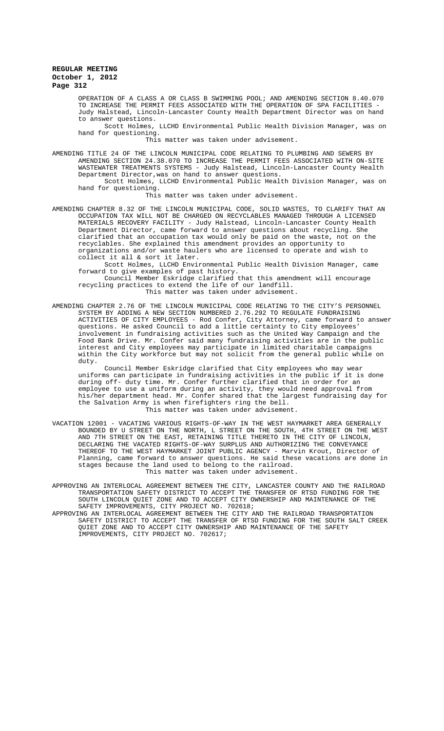OPERATION OF A CLASS A OR CLASS B SWIMMING POOL; AND AMENDING SECTION 8.40.070 TO INCREASE THE PERMIT FEES ASSOCIATED WITH THE OPERATION OF SPA FACILITIES - Judy Halstead, Lincoln-Lancaster County Health Department Director was on hand to answer questions.

Scott Holmes, LLCHD Environmental Public Health Division Manager, was on hand for questioning.

This matter was taken under advisement.

AMENDING TITLE 24 OF THE LINCOLN MUNICIPAL CODE RELATING TO PLUMBING AND SEWERS BY AMENDING SECTION 24.38.070 TO INCREASE THE PERMIT FEES ASSOCIATED WITH ON-SITE WASTEWATER TREATMENTS SYSTEMS - Judy Halstead, Lincoln-Lancaster County Health Department Director,was on hand to answer questions.

Scott Holmes, LLCHD Environmental Public Health Division Manager, was on hand for questioning.

This matter was taken under advisement.

AMENDING CHAPTER 8.32 OF THE LINCOLN MUNICIPAL CODE, SOLID WASTES, TO CLARIFY THAT AN OCCUPATION TAX WILL NOT BE CHARGED ON RECYCLABLES MANAGED THROUGH A LICENSED MATERIALS RECOVERY FACILITY - Judy Halstead, Lincoln-Lancaster County Health Department Director, came forward to answer questions about recycling. She clarified that an occupation tax would only be paid on the waste, not on the recyclables. She explained this amendment provides an opportunity to organizations and/or waste haulers who are licensed to operate and wish to collect it all & sort it later.

Scott Holmes, LLCHD Environmental Public Health Division Manager, came forward to give examples of past history.

Council Member Eskridge clarified that this amendment will encourage recycling practices to extend the life of our landfill.

This matter was taken under advisement.

AMENDING CHAPTER 2.76 OF THE LINCOLN MUNICIPAL CODE RELATING TO THE CITY'S PERSONNEL SYSTEM BY ADDING A NEW SECTION NUMBERED 2.76.292 TO REGULATE FUNDRAISING ACTIVITIES OF CITY EMPLOYEES - Rod Confer, City Attorney, came forward to answer questions. He asked Council to add a little certainty to City employees' involvement in fundraising activities such as the United Way Campaign and the Food Bank Drive. Mr. Confer said many fundraising activities are in the public interest and City employees may participate in limited charitable campaigns within the City workforce but may not solicit from the general public while on duty.

Council Member Eskridge clarified that City employees who may wear uniforms can participate in fundraising activities in the public if it is done during off- duty time. Mr. Confer further clarified that in order for an employee to use a uniform during an activity, they would need approval from his/her department head. Mr. Confer shared that the largest fundraising day for the Salvation Army is when firefighters ring the bell.

This matter was taken under advisement.

VACATION 12001 - VACATING VARIOUS RIGHTS-OF-WAY IN THE WEST HAYMARKET AREA GENERALLY BOUNDED BY U STREET ON THE NORTH, L STREET ON THE SOUTH, 4TH STREET ON THE WEST AND 7TH STREET ON THE EAST, RETAINING TITLE THERETO IN THE CITY OF LINCOLN, DECLARING THE VACATED RIGHTS-OF-WAY SURPLUS AND AUTHORIZING THE CONVEYANCE THEREOF TO THE WEST HAYMARKET JOINT PUBLIC AGENCY - Marvin Krout, Director of Planning, came forward to answer questions. He said these vacations are done in stages because the land used to belong to the railroad.

This matter was taken under advisement.

APPROVING AN INTERLOCAL AGREEMENT BETWEEN THE CITY, LANCASTER COUNTY AND THE RAILROAD TRANSPORTATION SAFETY DISTRICT TO ACCEPT THE TRANSFER OF RTSD FUNDING FOR THE SOUTH LINCOLN QUIET ZONE AND TO ACCEPT CITY OWNERSHIP AND MAINTENANCE OF THE SAFETY IMPROVEMENTS, CITY PROJECT NO. 702618;

APPROVING AN INTERLOCAL AGREEMENT BETWEEN THE CITY AND THE RAILROAD TRANSPORTATION SAFETY DISTRICT TO ACCEPT THE TRANSFER OF RTSD FUNDING FOR THE SOUTH SALT CREEK QUIET ZONE AND TO ACCEPT CITY OWNERSHIP AND MAINTENANCE OF THE SAFETY IMPROVEMENTS, CITY PROJECT NO. 702617;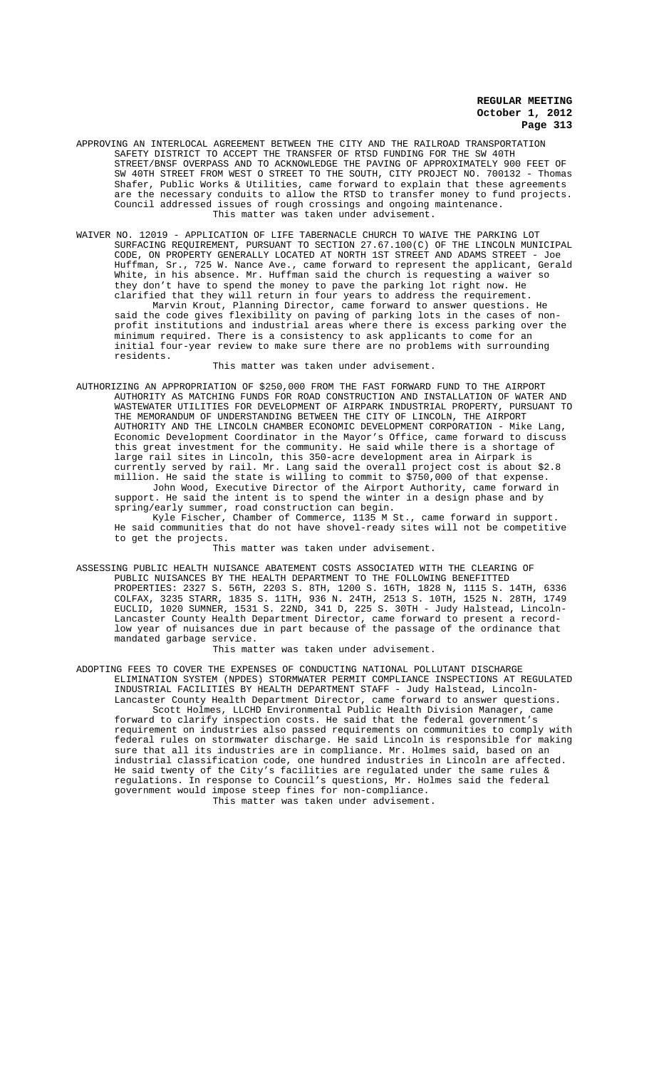APPROVING AN INTERLOCAL AGREEMENT BETWEEN THE CITY AND THE RAILROAD TRANSPORTATION SAFETY DISTRICT TO ACCEPT THE TRANSFER OF RTSD FUNDING FOR THE SW 40TH STREET/BNSF OVERPASS AND TO ACKNOWLEDGE THE PAVING OF APPROXIMATELY 900 FEET OF SW 40TH STREET FROM WEST O STREET TO THE SOUTH, CITY PROJECT NO. 700132 - Thomas Shafer, Public Works & Utilities, came forward to explain that these agreements are the necessary conduits to allow the RTSD to transfer money to fund projects. Council addressed issues of rough crossings and ongoing maintenance.

This matter was taken under advisement.

WAIVER NO. 12019 - APPLICATION OF LIFE TABERNACLE CHURCH TO WAIVE THE PARKING LOT SURFACING REQUIREMENT, PURSUANT TO SECTION 27.67.100(C) OF THE LINCOLN MUNICIPAL CODE, ON PROPERTY GENERALLY LOCATED AT NORTH 1ST STREET AND ADAMS STREET - Joe Huffman, Sr., 725 W. Nance Ave., came forward to represent the applicant, Gerald White, in his absence. Mr. Huffman said the church is requesting a waiver so they don't have to spend the money to pave the parking lot right now. He clarified that they will return in four years to address the requirement.

Marvin Krout, Planning Director, came forward to answer questions. He said the code gives flexibility on paving of parking lots in the cases of non-profit institutions and industrial areas where there is excess parking over the minimum required. There is a consistency to ask applicants to come for an initial four-year review to make sure there are no problems with surrounding residents.

This matter was taken under advisement.

AUTHORIZING AN APPROPRIATION OF $250,000 FROM THE FAST FORWARD FUND TO THE AIRPORT AUTHORITY AS MATCHING FUNDS FOR ROAD CONSTRUCTION AND INSTALLATION OF WATER AND WASTEWATER UTILITIES FOR DEVELOPMENT OF AIRPARK INDUSTRIAL PROPERTY, PURSUANT TO THE MEMORANDUM OF UNDERSTANDING BETWEEN THE CITY OF LINCOLN, THE AIRPORT AUTHORITY AND THE LINCOLN CHAMBER ECONOMIC DEVELOPMENT CORPORATION - Mike Lang, Economic Development Coordinator in the Mayor's Office, came forward to discuss this great investment for the community. He said while there is a shortage of large rail sites in Lincoln, this 350-acre development area in Airpark is currently served by rail. Mr. Lang said the overall project cost is about $2.8 million. He said the state is willing to commit to $750,000 of that expense.

John Wood, Executive Director of the Airport Authority, came forward in support. He said the intent is to spend the winter in a design phase and by spring/early summer, road construction can begin.

Kyle Fischer, Chamber of Commerce, 1135 M St., came forward in support. He said communities that do not have shovel-ready sites will not be competitive to get the projects.

This matter was taken under advisement.

ASSESSING PUBLIC HEALTH NUISANCE ABATEMENT COSTS ASSOCIATED WITH THE CLEARING OF PUBLIC NUISANCES BY THE HEALTH DEPARTMENT TO THE FOLLOWING BENEFITTED PROPERTIES: 2327 S. 56TH, 2203 S. 8TH, 1200 S. 16TH, 1828 N, 1115 S. 14TH, 6336 COLFAX, 3235 STARR, 1835 S. 11TH, 936 N. 24TH, 2513 S. 10TH, 1525 N. 28TH, 1749 EUCLID, 1020 SUMNER, 1531 S. 22ND, 341 D, 225 S. 30TH - Judy Halstead, Lincoln-Lancaster County Health Department Director, came forward to present a record-low year of nuisances due in part because of the passage of the ordinance that mandated garbage service.

This matter was taken under advisement.

ADOPTING FEES TO COVER THE EXPENSES OF CONDUCTING NATIONAL POLLUTANT DISCHARGE ELIMINATION SYSTEM (NPDES) STORMWATER PERMIT COMPLIANCE INSPECTIONS AT REGULATED INDUSTRIAL FACILITIES BY HEALTH DEPARTMENT STAFF - Judy Halstead, Lincoln-Lancaster County Health Department Director, came forward to answer questions.

Scott Holmes, LLCHD Environmental Public Health Division Manager, came forward to clarify inspection costs. He said that the federal government's requirement on industries also passed requirements on communities to comply with federal rules on stormwater discharge. He said Lincoln is responsible for making sure that all its industries are in compliance. Mr. Holmes said, based on an industrial classification code, one hundred industries in Lincoln are affected. He said twenty of the City's facilities are regulated under the same rules & regulations. In response to Council's questions, Mr. Holmes said the federal government would impose steep fines for non-compliance.

This matter was taken under advisement.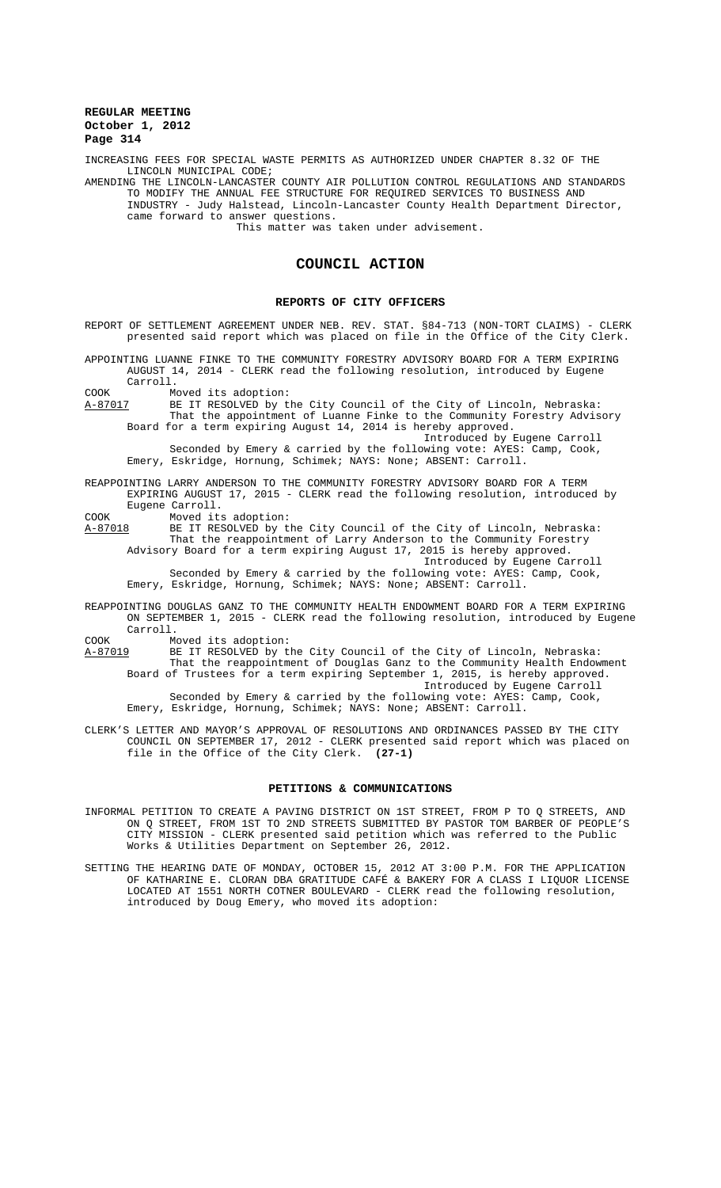INCREASING FEES FOR SPECIAL WASTE PERMITS AS AUTHORIZED UNDER CHAPTER 8.32 OF THE LINCOLN MUNICIPAL CODE;

AMENDING THE LINCOLN-LANCASTER COUNTY AIR POLLUTION CONTROL REGULATIONS AND STANDARDS TO MODIFY THE ANNUAL FEE STRUCTURE FOR REQUIRED SERVICES TO BUSINESS AND INDUSTRY - Judy Halstead, Lincoln-Lancaster County Health Department Director, came forward to answer questions.

This matter was taken under advisement.

# COUNCIL ACTION

## REPORTS OF CITY OFFICERS

REPORT OF SETTLEMENT AGREEMENT UNDER NEB. REV. STAT. §84-713 (NON-TORT CLAIMS) - CLERK presented said report which was placed on file in the Office of the City Clerk.

APPOINTING LUANNE FINKE TO THE COMMUNITY FORESTRY ADVISORY BOARD FOR A TERM EXPIRING AUGUST 14, 2014 - CLERK read the following resolution, introduced by Eugene Carroll.

COOK Moved its adoption:

A-87017 BE IT RESOLVED by the City Council of the City of Lincoln, Nebraska: That the appointment of Luanne Finke to the Community Forestry Advisory Board for a term expiring August 14, 2014 is hereby approved.

Introduced by Eugene Carroll

Seconded by Emery & carried by the following vote: AYES: Camp, Cook, Emery, Eskridge, Hornung, Schimek; NAYS: None; ABSENT: Carroll.

REAPPOINTING LARRY ANDERSON TO THE COMMUNITY FORESTRY ADVISORY BOARD FOR A TERM EXPIRING AUGUST 17, 2015 - CLERK read the following resolution, introduced by Eugene Carroll.

COOK Moved its adoption:

A-87018 BE IT RESOLVED by the City Council of the City of Lincoln, Nebraska: That the reappointment of Larry Anderson to the Community Forestry Advisory Board for a term expiring August 17, 2015 is hereby approved.

Introduced by Eugene Carroll

Seconded by Emery & carried by the following vote: AYES: Camp, Cook, Emery, Eskridge, Hornung, Schimek; NAYS: None; ABSENT: Carroll.

REAPPOINTING DOUGLAS GANZ TO THE COMMUNITY HEALTH ENDOWMENT BOARD FOR A TERM EXPIRING ON SEPTEMBER 1, 2015 - CLERK read the following resolution, introduced by Eugene Carroll.

COOK Moved its adoption:

A-87019 BE IT RESOLVED by the City Council of the City of Lincoln, Nebraska: That the reappointment of Douglas Ganz to the Community Health Endowment Board of Trustees for a term expiring September 1, 2015, is hereby approved.

Introduced by Eugene Carroll

Seconded by Emery & carried by the following vote: AYES: Camp, Cook, Emery, Eskridge, Hornung, Schimek; NAYS: None; ABSENT: Carroll.

CLERK'S LETTER AND MAYOR'S APPROVAL OF RESOLUTIONS AND ORDINANCES PASSED BY THE CITY COUNCIL ON SEPTEMBER 17, 2012 - CLERK presented said report which was placed on file in the Office of the City Clerk. **(27-1)**

## PETITIONS & COMMUNICATIONS

INFORMAL PETITION TO CREATE A PAVING DISTRICT ON 1ST STREET, FROM P TO Q STREETS, AND ON Q STREET, FROM 1ST TO 2ND STREETS SUBMITTED BY PASTOR TOM BARBER OF PEOPLE'S CITY MISSION - CLERK presented said petition which was referred to the Public Works & Utilities Department on September 26, 2012.

SETTING THE HEARING DATE OF MONDAY, OCTOBER 15, 2012 AT 3:00 P.M. FOR THE APPLICATION OF KATHARINE E. CLORAN DBA GRATITUDE CAFÉ & BAKERY FOR A CLASS I LIQUOR LICENSE LOCATED AT 1551 NORTH COTNER BOULEVARD - CLERK read the following resolution, introduced by Doug Emery, who moved its adoption: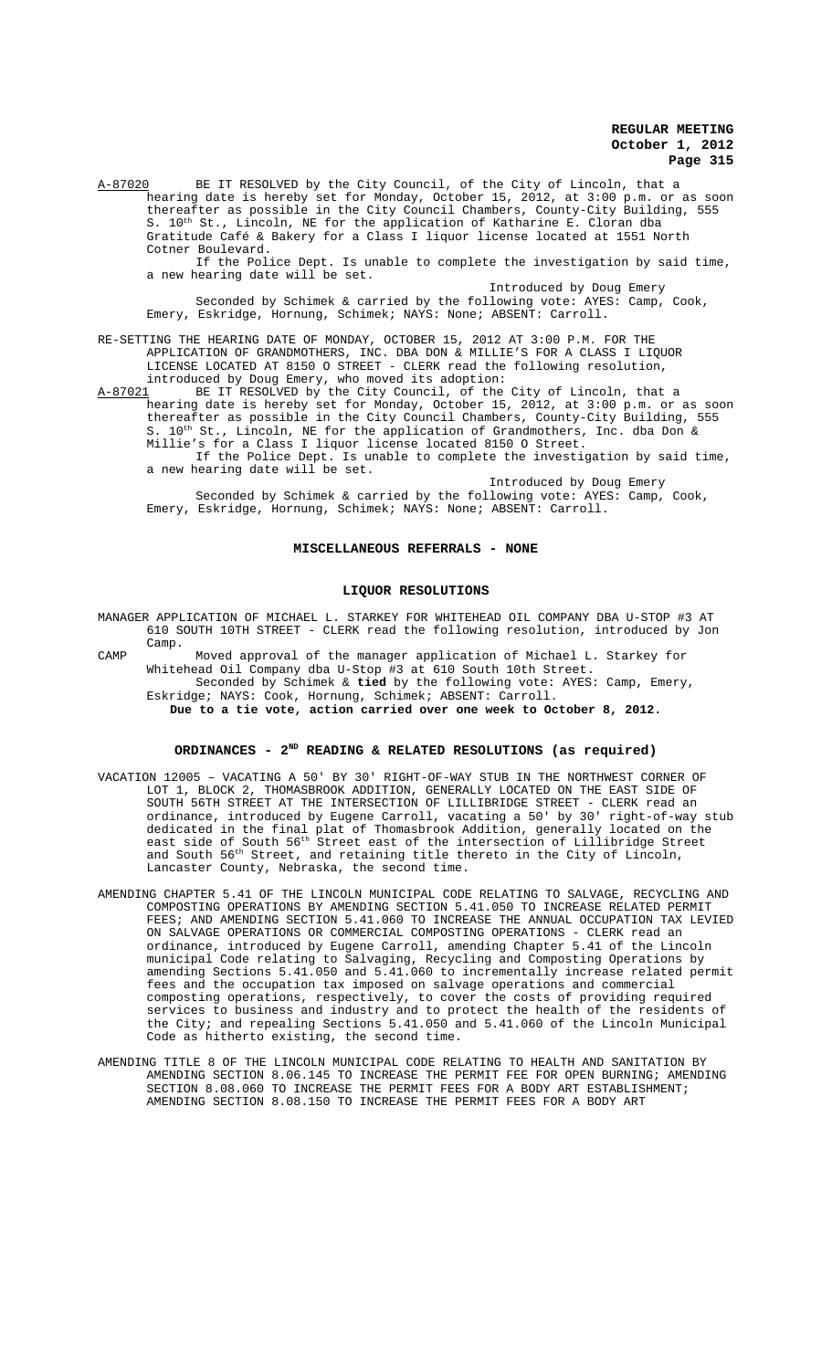A-87020 BE IT RESOLVED by the City Council, of the City of Lincoln, that a hearing date is hereby set for Monday, October 15, 2012, at 3:00 p.m. or as soon thereafter as possible in the City Council Chambers, County-City Building, 555 S. 10th St., Lincoln, NE for the application of Katharine E. Cloran dba Gratitude Café & Bakery for a Class I liquor license located at 1551 North Cotner Boulevard.

If the Police Dept. Is unable to complete the investigation by said time, a new hearing date will be set.

Introduced by Doug Emery

Seconded by Schimek & carried by the following vote: AYES: Camp, Cook, Emery, Eskridge, Hornung, Schimek; NAYS: None; ABSENT: Carroll.

RE-SETTING THE HEARING DATE OF MONDAY, OCTOBER 15, 2012 AT 3:00 P.M. FOR THE APPLICATION OF GRANDMOTHERS, INC. DBA DON & MILLIE'S FOR A CLASS I LIQUOR LICENSE LOCATED AT 8150 O STREET - CLERK read the following resolution, introduced by Doug Emery, who moved its adoption:

A-87021 BE IT RESOLVED by the City Council, of the City of Lincoln, that a hearing date is hereby set for Monday, October 15, 2012, at 3:00 p.m. or as soon thereafter as possible in the City Council Chambers, County-City Building, 555 S. 10th St., Lincoln, NE for the application of Grandmothers, Inc. dba Don & Millie's for a Class I liquor license located 8150 O Street.

If the Police Dept. Is unable to complete the investigation by said time, a new hearing date will be set.

Introduced by Doug Emery

Seconded by Schimek & carried by the following vote: AYES: Camp, Cook, Emery, Eskridge, Hornung, Schimek; NAYS: None; ABSENT: Carroll.

## MISCELLANEOUS REFERRALS - NONE

## LIQUOR RESOLUTIONS

MANAGER APPLICATION OF MICHAEL L. STARKEY FOR WHITEHEAD OIL COMPANY DBA U-STOP #3 AT 610 SOUTH 10TH STREET - CLERK read the following resolution, introduced by Jon Camp.

CAMP Moved approval of the manager application of Michael L. Starkey for Whitehead Oil Company dba U-Stop #3 at 610 South 10th Street.

Seconded by Schimek & **tied** by the following vote: AYES: Camp, Emery, Eskridge; NAYS: Cook, Hornung, Schimek; ABSENT: Carroll.

**Due to a tie vote, action carried over one week to October 8, 2012.**

## ORDINANCES - 2ND READING & RELATED RESOLUTIONS (as required)

VACATION 12005 – VACATING A 50' BY 30' RIGHT-OF-WAY STUB IN THE NORTHWEST CORNER OF LOT 1, BLOCK 2, THOMASBROOK ADDITION, GENERALLY LOCATED ON THE EAST SIDE OF SOUTH 56TH STREET AT THE INTERSECTION OF LILLIBRIDGE STREET - CLERK read an ordinance, introduced by Eugene Carroll, vacating a 50' by 30' right-of-way stub dedicated in the final plat of Thomasbrook Addition, generally located on the east side of South 56th Street east of the intersection of Lillibridge Street and South 56th Street, and retaining title thereto in the City of Lincoln, Lancaster County, Nebraska, the second time.

AMENDING CHAPTER 5.41 OF THE LINCOLN MUNICIPAL CODE RELATING TO SALVAGE, RECYCLING AND COMPOSTING OPERATIONS BY AMENDING SECTION 5.41.050 TO INCREASE RELATED PERMIT FEES; AND AMENDING SECTION 5.41.060 TO INCREASE THE ANNUAL OCCUPATION TAX LEVIED ON SALVAGE OPERATIONS OR COMMERCIAL COMPOSTING OPERATIONS - CLERK read an ordinance, introduced by Eugene Carroll, amending Chapter 5.41 of the Lincoln municipal Code relating to Salvaging, Recycling and Composting Operations by amending Sections 5.41.050 and 5.41.060 to incrementally increase related permit fees and the occupation tax imposed on salvage operations and commercial composting operations, respectively, to cover the costs of providing required services to business and industry and to protect the health of the residents of the City; and repealing Sections 5.41.050 and 5.41.060 of the Lincoln Municipal Code as hitherto existing, the second time.

AMENDING TITLE 8 OF THE LINCOLN MUNICIPAL CODE RELATING TO HEALTH AND SANITATION BY AMENDING SECTION 8.06.145 TO INCREASE THE PERMIT FEE FOR OPEN BURNING; AMENDING SECTION 8.08.060 TO INCREASE THE PERMIT FEES FOR A BODY ART ESTABLISHMENT; AMENDING SECTION 8.08.150 TO INCREASE THE PERMIT FEES FOR A BODY ART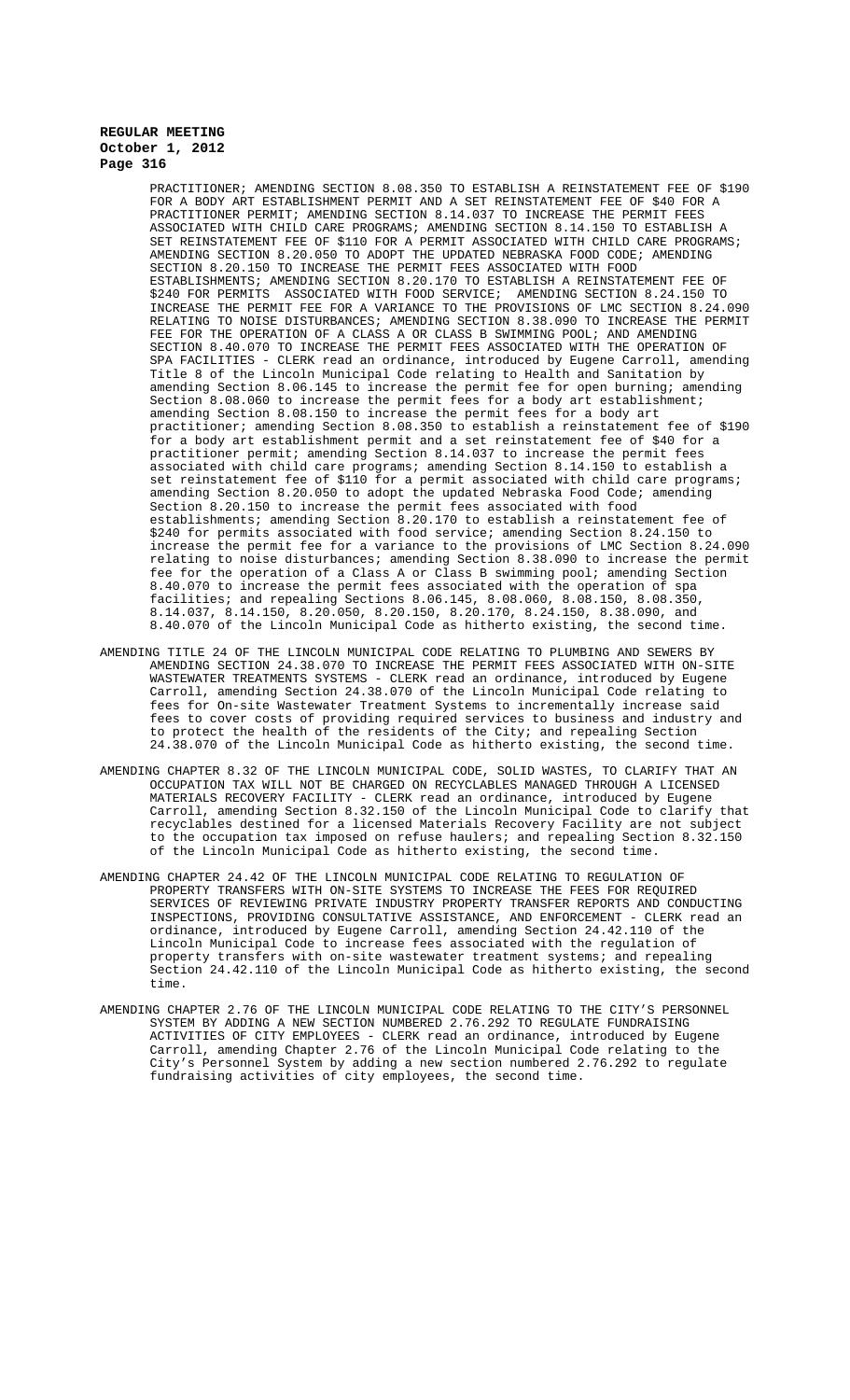PRACTITIONER; AMENDING SECTION 8.08.350 TO ESTABLISH A REINSTATEMENT FEE OF $190 FOR A BODY ART ESTABLISHMENT PERMIT AND A SET REINSTATEMENT FEE OF $40 FOR A PRACTITIONER PERMIT; AMENDING SECTION 8.14.037 TO INCREASE THE PERMIT FEES ASSOCIATED WITH CHILD CARE PROGRAMS; AMENDING SECTION 8.14.150 TO ESTABLISH A SET REINSTATEMENT FEE OF $110 FOR A PERMIT ASSOCIATED WITH CHILD CARE PROGRAMS; AMENDING SECTION 8.20.050 TO ADOPT THE UPDATED NEBRASKA FOOD CODE; AMENDING SECTION 8.20.150 TO INCREASE THE PERMIT FEES ASSOCIATED WITH FOOD ESTABLISHMENTS; AMENDING SECTION 8.20.170 TO ESTABLISH A REINSTATEMENT FEE OF $240 FOR PERMITS ASSOCIATED WITH FOOD SERVICE; AMENDING SECTION 8.24.150 TO INCREASE THE PERMIT FEE FOR A VARIANCE TO THE PROVISIONS OF LMC SECTION 8.24.090 RELATING TO NOISE DISTURBANCES; AMENDING SECTION 8.38.090 TO INCREASE THE PERMIT FEE FOR THE OPERATION OF A CLASS A OR CLASS B SWIMMING POOL; AND AMENDING SECTION 8.40.070 TO INCREASE THE PERMIT FEES ASSOCIATED WITH THE OPERATION OF SPA FACILITIES - CLERK read an ordinance, introduced by Eugene Carroll, amending Title 8 of the Lincoln Municipal Code relating to Health and Sanitation by amending Section 8.06.145 to increase the permit fee for open burning; amending Section 8.08.060 to increase the permit fees for a body art establishment; amending Section 8.08.150 to increase the permit fees for a body art practitioner; amending Section 8.08.350 to establish a reinstatement fee of $190 for a body art establishment permit and a set reinstatement fee of $40 for a practitioner permit; amending Section 8.14.037 to increase the permit fees associated with child care programs; amending Section 8.14.150 to establish a set reinstatement fee of $110 for a permit associated with child care programs; amending Section 8.20.050 to adopt the updated Nebraska Food Code; amending Section 8.20.150 to increase the permit fees associated with food establishments; amending Section 8.20.170 to establish a reinstatement fee of $240 for permits associated with food service; amending Section 8.24.150 to increase the permit fee for a variance to the provisions of LMC Section 8.24.090 relating to noise disturbances; amending Section 8.38.090 to increase the permit fee for the operation of a Class A or Class B swimming pool; amending Section 8.40.070 to increase the permit fees associated with the operation of spa facilities; and repealing Sections 8.06.145, 8.08.060, 8.08.150, 8.08.350, 8.14.037, 8.14.150, 8.20.050, 8.20.150, 8.20.170, 8.24.150, 8.38.090, and 8.40.070 of the Lincoln Municipal Code as hitherto existing, the second time.

AMENDING TITLE 24 OF THE LINCOLN MUNICIPAL CODE RELATING TO PLUMBING AND SEWERS BY AMENDING SECTION 24.38.070 TO INCREASE THE PERMIT FEES ASSOCIATED WITH ON-SITE WASTEWATER TREATMENTS SYSTEMS - CLERK read an ordinance, introduced by Eugene Carroll, amending Section 24.38.070 of the Lincoln Municipal Code relating to fees for On-site Wastewater Treatment Systems to incrementally increase said fees to cover costs of providing required services to business and industry and to protect the health of the residents of the City; and repealing Section 24.38.070 of the Lincoln Municipal Code as hitherto existing, the second time.

AMENDING CHAPTER 8.32 OF THE LINCOLN MUNICIPAL CODE, SOLID WASTES, TO CLARIFY THAT AN OCCUPATION TAX WILL NOT BE CHARGED ON RECYCLABLES MANAGED THROUGH A LICENSED MATERIALS RECOVERY FACILITY - CLERK read an ordinance, introduced by Eugene Carroll, amending Section 8.32.150 of the Lincoln Municipal Code to clarify that recyclables destined for a licensed Materials Recovery Facility are not subject to the occupation tax imposed on refuse haulers; and repealing Section 8.32.150 of the Lincoln Municipal Code as hitherto existing, the second time.

AMENDING CHAPTER 24.42 OF THE LINCOLN MUNICIPAL CODE RELATING TO REGULATION OF PROPERTY TRANSFERS WITH ON-SITE SYSTEMS TO INCREASE THE FEES FOR REQUIRED SERVICES OF REVIEWING PRIVATE INDUSTRY PROPERTY TRANSFER REPORTS AND CONDUCTING INSPECTIONS, PROVIDING CONSULTATIVE ASSISTANCE, AND ENFORCEMENT - CLERK read an ordinance, introduced by Eugene Carroll, amending Section 24.42.110 of the Lincoln Municipal Code to increase fees associated with the regulation of property transfers with on-site wastewater treatment systems; and repealing Section 24.42.110 of the Lincoln Municipal Code as hitherto existing, the second time.

AMENDING CHAPTER 2.76 OF THE LINCOLN MUNICIPAL CODE RELATING TO THE CITY'S PERSONNEL SYSTEM BY ADDING A NEW SECTION NUMBERED 2.76.292 TO REGULATE FUNDRAISING ACTIVITIES OF CITY EMPLOYEES - CLERK read an ordinance, introduced by Eugene Carroll, amending Chapter 2.76 of the Lincoln Municipal Code relating to the City's Personnel System by adding a new section numbered 2.76.292 to regulate fundraising activities of city employees, the second time.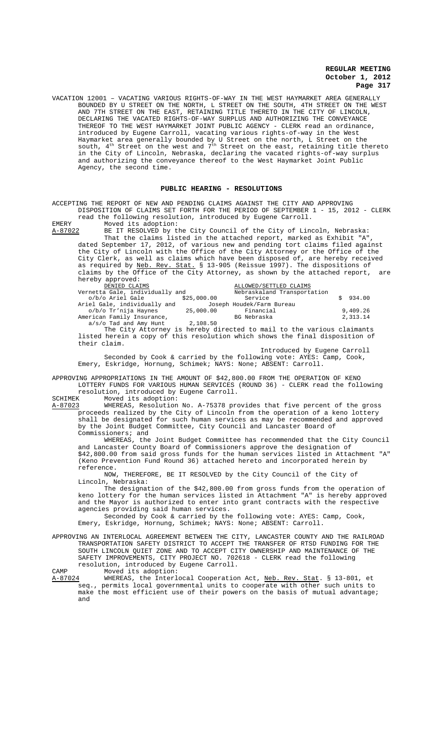VACATION 12001 – VACATING VARIOUS RIGHTS-OF-WAY IN THE WEST HAYMARKET AREA GENERALLY BOUNDED BY U STREET ON THE NORTH, L STREET ON THE SOUTH, 4TH STREET ON THE WEST AND 7TH STREET ON THE EAST, RETAINING TITLE THERETO IN THE CITY OF LINCOLN, DECLARING THE VACATED RIGHTS-OF-WAY SURPLUS AND AUTHORIZING THE CONVEYANCE THEREOF TO THE WEST HAYMARKET JOINT PUBLIC AGENCY - CLERK read an ordinance, introduced by Eugene Carroll, vacating various rights-of-way in the West Haymarket area generally bounded by U Street on the north, L Street on the south, 4th Street on the west and 7th Street on the east, retaining title thereto in the City of Lincoln, Nebraska, declaring the vacated rights-of-way surplus and authorizing the conveyance thereof to the West Haymarket Joint Public Agency, the second time.

## PUBLIC HEARING - RESOLUTIONS

ACCEPTING THE REPORT OF NEW AND PENDING CLAIMS AGAINST THE CITY AND APPROVING DISPOSITION OF CLAIMS SET FORTH FOR THE PERIOD OF SEPTEMBER 1 - 15, 2012 - CLERK read the following resolution, introduced by Eugene Carroll.

EMERY Moved its adoption:

A-87022 BE IT RESOLVED by the City Council of the City of Lincoln, Nebraska:

That the claims listed in the attached report, marked as Exhibit "A", dated September 17, 2012, of various new and pending tort claims filed against the City of Lincoln with the Office of the City Attorney or the Office of the City Clerk, as well as claims which have been disposed of, are hereby received as required by Neb. Rev. Stat. § 13-905 (Reissue 1997). The dispositions of claims by the Office of the City Attorney, as shown by the attached report, are hereby approved:

| DENIED CLAIMS | | ALLOWED/SETTLED CLAIMS | |
|---|---|---|---|
| Vernetta Gale, individually and o/b/o Ariel Gale | $25,000.00 | Nebraskaland Transportation Service | $ 934.00 |
| Ariel Gale, individually and o/b/o Tr'nija Haynes | 25,000.00 | Joseph Houdek/Farm Bureau Financial | 9,409.26 |
| American Family Insurance, a/s/o Tad and Amy Hunt | 2,108.50 | BG Nebraska | 2,313.14 |

The City Attorney is hereby directed to mail to the various claimants listed herein a copy of this resolution which shows the final disposition of their claim.

Introduced by Eugene Carroll

Seconded by Cook & carried by the following vote: AYES: Camp, Cook, Emery, Eskridge, Hornung, Schimek; NAYS: None; ABSENT: Carroll.

APPROVING APPROPRIATIONS IN THE AMOUNT OF $42,800.00 FROM THE OPERATION OF KENO LOTTERY FUNDS FOR VARIOUS HUMAN SERVICES (ROUND 36) - CLERK read the following resolution, introduced by Eugene Carroll.

SCHIMEK Moved its adoption:

A-87023 WHEREAS, Resolution No. A-75378 provides that five percent of the gross proceeds realized by the City of Lincoln from the operation of a keno lottery shall be designated for such human services as may be recommended and approved by the Joint Budget Committee, City Council and Lancaster Board of Commissioners; and

WHEREAS, the Joint Budget Committee has recommended that the City Council and Lancaster County Board of Commissioners approve the designation of $42,800.00 from said gross funds for the human services listed in Attachment "A" (Keno Prevention Fund Round 36) attached hereto and incorporated herein by reference.

NOW, THEREFORE, BE IT RESOLVED by the City Council of the City of Lincoln, Nebraska:

The designation of the $42,800.00 from gross funds from the operation of keno lottery for the human services listed in Attachment "A" is hereby approved and the Mayor is authorized to enter into grant contracts with the respective agencies providing said human services.

Seconded by Cook & carried by the following vote: AYES: Camp, Cook, Emery, Eskridge, Hornung, Schimek; NAYS: None; ABSENT: Carroll.

APPROVING AN INTERLOCAL AGREEMENT BETWEEN THE CITY, LANCASTER COUNTY AND THE RAILROAD TRANSPORTATION SAFETY DISTRICT TO ACCEPT THE TRANSFER OF RTSD FUNDING FOR THE SOUTH LINCOLN QUIET ZONE AND TO ACCEPT CITY OWNERSHIP AND MAINTENANCE OF THE SAFETY IMPROVEMENTS, CITY PROJECT NO. 702618 - CLERK read the following resolution, introduced by Eugene Carroll.

CAMP Moved its adoption:

A-87024 WHEREAS, the Interlocal Cooperation Act, Neb. Rev. Stat. § 13-801, et seq., permits local governmental units to cooperate with other such units to make the most efficient use of their powers on the basis of mutual advantage; and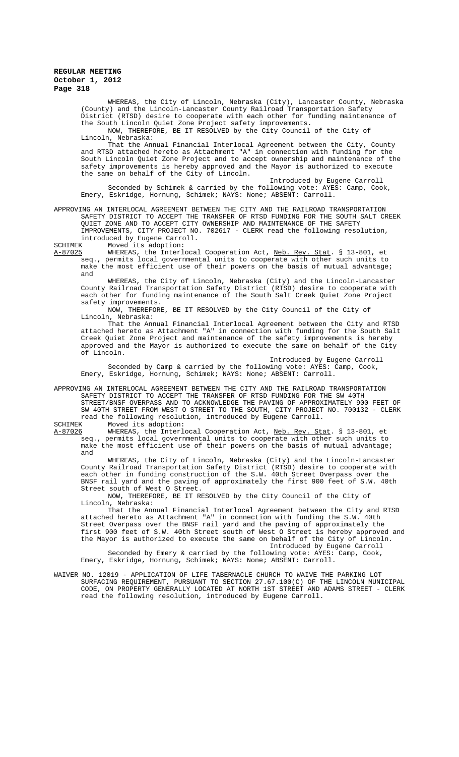WHEREAS, the City of Lincoln, Nebraska (City), Lancaster County, Nebraska (County) and the Lincoln-Lancaster County Railroad Transportation Safety District (RTSD) desire to cooperate with each other for funding maintenance of the South Lincoln Quiet Zone Project safety improvements.

NOW, THEREFORE, BE IT RESOLVED by the City Council of the City of Lincoln, Nebraska:

That the Annual Financial Interlocal Agreement between the City, County and RTSD attached hereto as Attachment "A" in connection with funding for the South Lincoln Quiet Zone Project and to accept ownership and maintenance of the safety improvements is hereby approved and the Mayor is authorized to execute the same on behalf of the City of Lincoln.

Introduced by Eugene Carroll

Seconded by Schimek & carried by the following vote: AYES: Camp, Cook, Emery, Eskridge, Hornung, Schimek; NAYS: None; ABSENT: Carroll.

APPROVING AN INTERLOCAL AGREEMENT BETWEEN THE CITY AND THE RAILROAD TRANSPORTATION SAFETY DISTRICT TO ACCEPT THE TRANSFER OF RTSD FUNDING FOR THE SOUTH SALT CREEK QUIET ZONE AND TO ACCEPT CITY OWNERSHIP AND MAINTENANCE OF THE SAFETY IMPROVEMENTS, CITY PROJECT NO. 702617 - CLERK read the following resolution, introduced by Eugene Carroll.

SCHIMEK Moved its adoption:

A-87025 WHEREAS, the Interlocal Cooperation Act, Neb. Rev. Stat. § 13-801, et seq., permits local governmental units to cooperate with other such units to make the most efficient use of their powers on the basis of mutual advantage; and

WHEREAS, the City of Lincoln, Nebraska (City) and the Lincoln-Lancaster County Railroad Transportation Safety District (RTSD) desire to cooperate with each other for funding maintenance of the South Salt Creek Quiet Zone Project safety improvements.

NOW, THEREFORE, BE IT RESOLVED by the City Council of the City of Lincoln, Nebraska:

That the Annual Financial Interlocal Agreement between the City and RTSD attached hereto as Attachment "A" in connection with funding for the South Salt Creek Quiet Zone Project and maintenance of the safety improvements is hereby approved and the Mayor is authorized to execute the same on behalf of the City of Lincoln.

Introduced by Eugene Carroll

Seconded by Camp & carried by the following vote: AYES: Camp, Cook, Emery, Eskridge, Hornung, Schimek; NAYS: None; ABSENT: Carroll.

APPROVING AN INTERLOCAL AGREEMENT BETWEEN THE CITY AND THE RAILROAD TRANSPORTATION SAFETY DISTRICT TO ACCEPT THE TRANSFER OF RTSD FUNDING FOR THE SW 40TH STREET/BNSF OVERPASS AND TO ACKNOWLEDGE THE PAVING OF APPROXIMATELY 900 FEET OF SW 40TH STREET FROM WEST O STREET TO THE SOUTH, CITY PROJECT NO. 700132 - CLERK read the following resolution, introduced by Eugene Carroll.

SCHIMEK Moved its adoption:

A-87026 WHEREAS, the Interlocal Cooperation Act, Neb. Rev. Stat. § 13-801, et seq., permits local governmental units to cooperate with other such units to make the most efficient use of their powers on the basis of mutual advantage; and

WHEREAS, the City of Lincoln, Nebraska (City) and the Lincoln-Lancaster County Railroad Transportation Safety District (RTSD) desire to cooperate with each other in funding construction of the S.W. 40th Street Overpass over the BNSF rail yard and the paving of approximately the first 900 feet of S.W. 40th Street south of West O Street.

NOW, THEREFORE, BE IT RESOLVED by the City Council of the City of Lincoln, Nebraska:

That the Annual Financial Interlocal Agreement between the City and RTSD attached hereto as Attachment "A" in connection with funding the S.W. 40th Street Overpass over the BNSF rail yard and the paving of approximately the first 900 feet of S.W. 40th Street south of West O Street is hereby approved and the Mayor is authorized to execute the same on behalf of the City of Lincoln.

Introduced by Eugene Carroll

Seconded by Emery & carried by the following vote: AYES: Camp, Cook, Emery, Eskridge, Hornung, Schimek; NAYS: None; ABSENT: Carroll.

WAIVER NO. 12019 - APPLICATION OF LIFE TABERNACLE CHURCH TO WAIVE THE PARKING LOT SURFACING REQUIREMENT, PURSUANT TO SECTION 27.67.100(C) OF THE LINCOLN MUNICIPAL CODE, ON PROPERTY GENERALLY LOCATED AT NORTH 1ST STREET AND ADAMS STREET - CLERK read the following resolution, introduced by Eugene Carroll.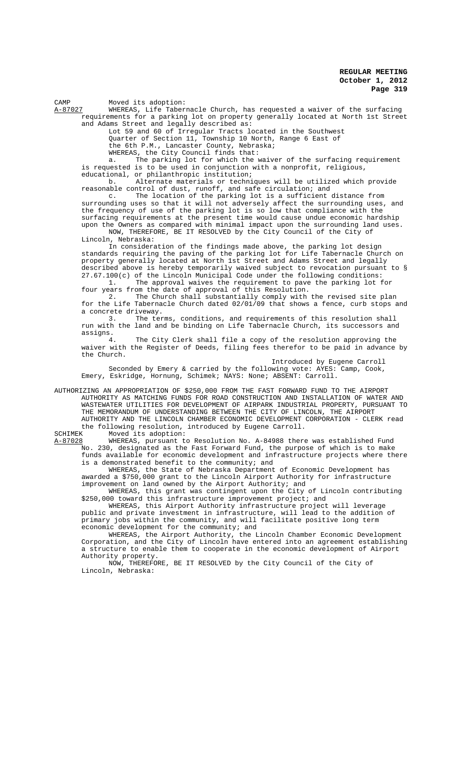CAMP Moved its adoption:

A-87027 WHEREAS, Life Tabernacle Church, has requested a waiver of the surfacing requirements for a parking lot on property generally located at North 1st Street and Adams Street and legally described as:

Lot 59 and 60 of Irregular Tracts located in the Southwest Quarter of Section 11, Township 10 North, Range 6 East of the 6th P.M., Lancaster County, Nebraska;

WHEREAS, the City Council finds that:

a. The parking lot for which the waiver of the surfacing requirement is requested is to be used in conjunction with a nonprofit, religious, educational, or philanthropic institution;

b. Alternate materials or techniques will be utilized which provide reasonable control of dust, runoff, and safe circulation; and

c. The location of the parking lot is a sufficient distance from surrounding uses so that it will not adversely affect the surrounding uses, and the frequency of use of the parking lot is so low that compliance with the surfacing requirements at the present time would cause undue economic hardship upon the Owners as compared with minimal impact upon the surrounding land uses.

NOW, THEREFORE, BE IT RESOLVED by the City Council of the City of Lincoln, Nebraska:

In consideration of the findings made above, the parking lot design standards requiring the paving of the parking lot for Life Tabernacle Church on property generally located at North 1st Street and Adams Street and legally described above is hereby temporarily waived subject to revocation pursuant to § 27.67.100(c) of the Lincoln Municipal Code under the following conditions:

1. The approval waives the requirement to pave the parking lot for four years from the date of approval of this Resolution.

2. The Church shall substantially comply with the revised site plan for the Life Tabernacle Church dated 02/01/09 that shows a fence, curb stops and a concrete driveway.

3. The terms, conditions, and requirements of this resolution shall run with the land and be binding on Life Tabernacle Church, its successors and assigns.

4. The City Clerk shall file a copy of the resolution approving the waiver with the Register of Deeds, filing fees therefor to be paid in advance by the Church.

Introduced by Eugene Carroll

Seconded by Emery & carried by the following vote: AYES: Camp, Cook, Emery, Eskridge, Hornung, Schimek; NAYS: None; ABSENT: Carroll.

AUTHORIZING AN APPROPRIATION OF $250,000 FROM THE FAST FORWARD FUND TO THE AIRPORT AUTHORITY AS MATCHING FUNDS FOR ROAD CONSTRUCTION AND INSTALLATION OF WATER AND WASTEWATER UTILITIES FOR DEVELOPMENT OF AIRPARK INDUSTRIAL PROPERTY, PURSUANT TO THE MEMORANDUM OF UNDERSTANDING BETWEEN THE CITY OF LINCOLN, THE AIRPORT AUTHORITY AND THE LINCOLN CHAMBER ECONOMIC DEVELOPMENT CORPORATION - CLERK read the following resolution, introduced by Eugene Carroll.

SCHIMEK Moved its adoption:

A-87028 WHEREAS, pursuant to Resolution No. A-84988 there was established Fund No. 230, designated as the Fast Forward Fund, the purpose of which is to make funds available for economic development and infrastructure projects where there is a demonstrated benefit to the community; and

WHEREAS, the State of Nebraska Department of Economic Development has awarded a $750,000 grant to the Lincoln Airport Authority for infrastructure improvement on land owned by the Airport Authority; and

WHEREAS, this grant was contingent upon the City of Lincoln contributing $250,000 toward this infrastructure improvement project; and

WHEREAS, this Airport Authority infrastructure project will leverage public and private investment in infrastructure, will lead to the addition of primary jobs within the community, and will facilitate positive long term economic development for the community; and

WHEREAS, the Airport Authority, the Lincoln Chamber Economic Development Corporation, and the City of Lincoln have entered into an agreement establishing a structure to enable them to cooperate in the economic development of Airport Authority property.

NOW, THEREFORE, BE IT RESOLVED by the City Council of the City of Lincoln, Nebraska: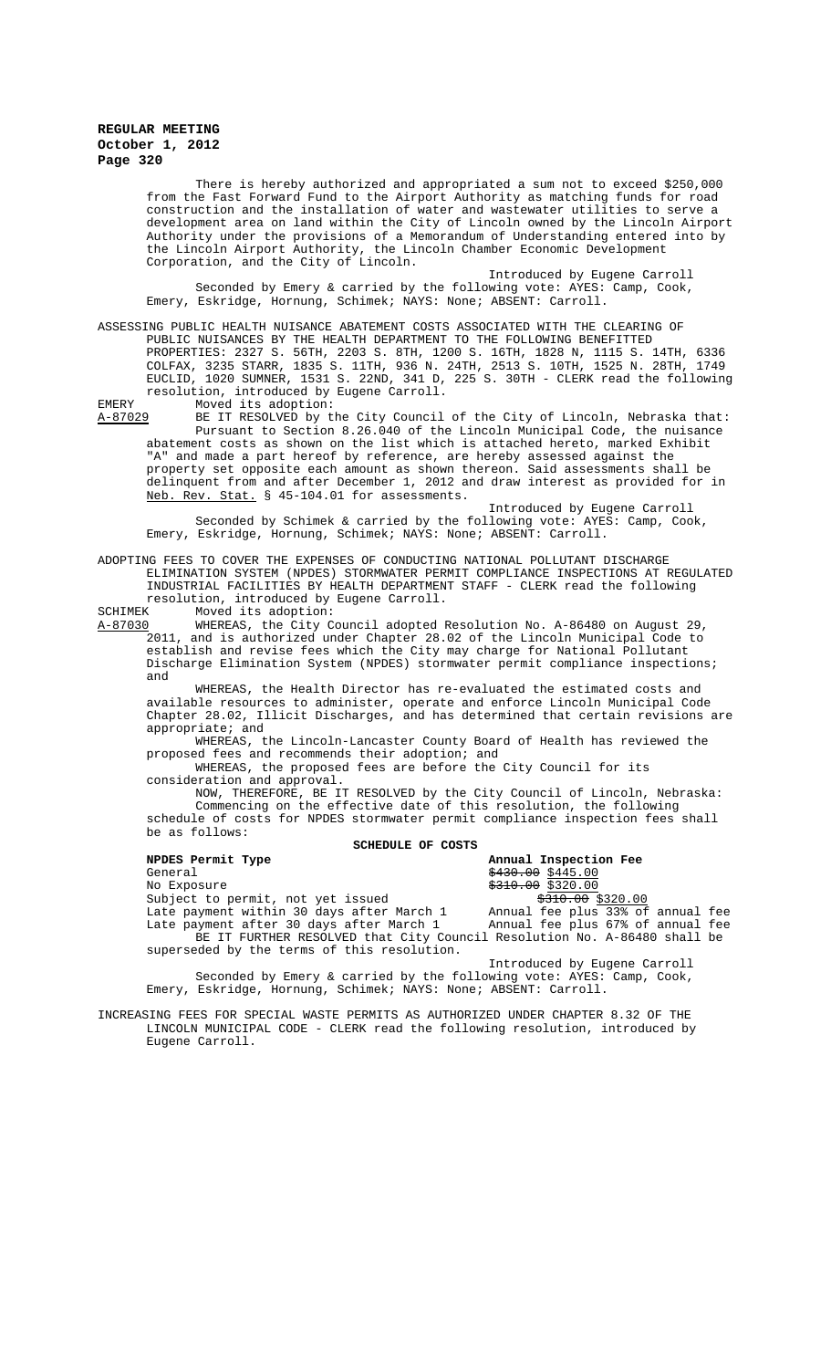There is hereby authorized and appropriated a sum not to exceed $250,000 from the Fast Forward Fund to the Airport Authority as matching funds for road construction and the installation of water and wastewater utilities to serve a development area on land within the City of Lincoln owned by the Lincoln Airport Authority under the provisions of a Memorandum of Understanding entered into by the Lincoln Airport Authority, the Lincoln Chamber Economic Development Corporation, and the City of Lincoln.

Introduced by Eugene Carroll

Seconded by Emery & carried by the following vote: AYES: Camp, Cook, Emery, Eskridge, Hornung, Schimek; NAYS: None; ABSENT: Carroll.

ASSESSING PUBLIC HEALTH NUISANCE ABATEMENT COSTS ASSOCIATED WITH THE CLEARING OF PUBLIC NUISANCES BY THE HEALTH DEPARTMENT TO THE FOLLOWING BENEFITTED PROPERTIES: 2327 S. 56TH, 2203 S. 8TH, 1200 S. 16TH, 1828 N, 1115 S. 14TH, 6336 COLFAX, 3235 STARR, 1835 S. 11TH, 936 N. 24TH, 2513 S. 10TH, 1525 N. 28TH, 1749 EUCLID, 1020 SUMNER, 1531 S. 22ND, 341 D, 225 S. 30TH - CLERK read the following resolution, introduced by Eugene Carroll.

EMERY Moved its adoption:

A-87029 BE IT RESOLVED by the City Council of the City of Lincoln, Nebraska that: Pursuant to Section 8.26.040 of the Lincoln Municipal Code, the nuisance abatement costs as shown on the list which is attached hereto, marked Exhibit "A" and made a part hereof by reference, are hereby assessed against the property set opposite each amount as shown thereon. Said assessments shall be delinquent from and after December 1, 2012 and draw interest as provided for in Neb. Rev. Stat. § 45-104.01 for assessments.

Introduced by Eugene Carroll

Seconded by Schimek & carried by the following vote: AYES: Camp, Cook, Emery, Eskridge, Hornung, Schimek; NAYS: None; ABSENT: Carroll.

ADOPTING FEES TO COVER THE EXPENSES OF CONDUCTING NATIONAL POLLUTANT DISCHARGE ELIMINATION SYSTEM (NPDES) STORMWATER PERMIT COMPLIANCE INSPECTIONS AT REGULATED INDUSTRIAL FACILITIES BY HEALTH DEPARTMENT STAFF - CLERK read the following resolution, introduced by Eugene Carroll.

SCHIMEK Moved its adoption:

A-87030 WHEREAS, the City Council adopted Resolution No. A-86480 on August 29, 2011, and is authorized under Chapter 28.02 of the Lincoln Municipal Code to establish and revise fees which the City may charge for National Pollutant Discharge Elimination System (NPDES) stormwater permit compliance inspections; and

WHEREAS, the Health Director has re-evaluated the estimated costs and available resources to administer, operate and enforce Lincoln Municipal Code Chapter 28.02, Illicit Discharges, and has determined that certain revisions are appropriate; and

WHEREAS, the Lincoln-Lancaster County Board of Health has reviewed the proposed fees and recommends their adoption; and

WHEREAS, the proposed fees are before the City Council for its consideration and approval.

NOW, THEREFORE, BE IT RESOLVED by the City Council of Lincoln, Nebraska: Commencing on the effective date of this resolution, the following schedule of costs for NPDES stormwater permit compliance inspection fees shall be as follows:

**SCHEDULE OF COSTS**

| NPDES Permit Type | Annual Inspection Fee |
|---|---|
| General | ~~$430.00~~ $445.00 |
| No Exposure | ~~$310.00~~ $320.00 |
| Subject to permit, not yet issued | ~~$310.00~~ $320.00 |
| Late payment within 30 days after March 1 | Annual fee plus 33% of annual fee |
| Late payment after 30 days after March 1 | Annual fee plus 67% of annual fee |

BE IT FURTHER RESOLVED that City Council Resolution No. A-86480 shall be superseded by the terms of this resolution.

Introduced by Eugene Carroll

Seconded by Emery & carried by the following vote: AYES: Camp, Cook, Emery, Eskridge, Hornung, Schimek; NAYS: None; ABSENT: Carroll.

INCREASING FEES FOR SPECIAL WASTE PERMITS AS AUTHORIZED UNDER CHAPTER 8.32 OF THE LINCOLN MUNICIPAL CODE - CLERK read the following resolution, introduced by Eugene Carroll.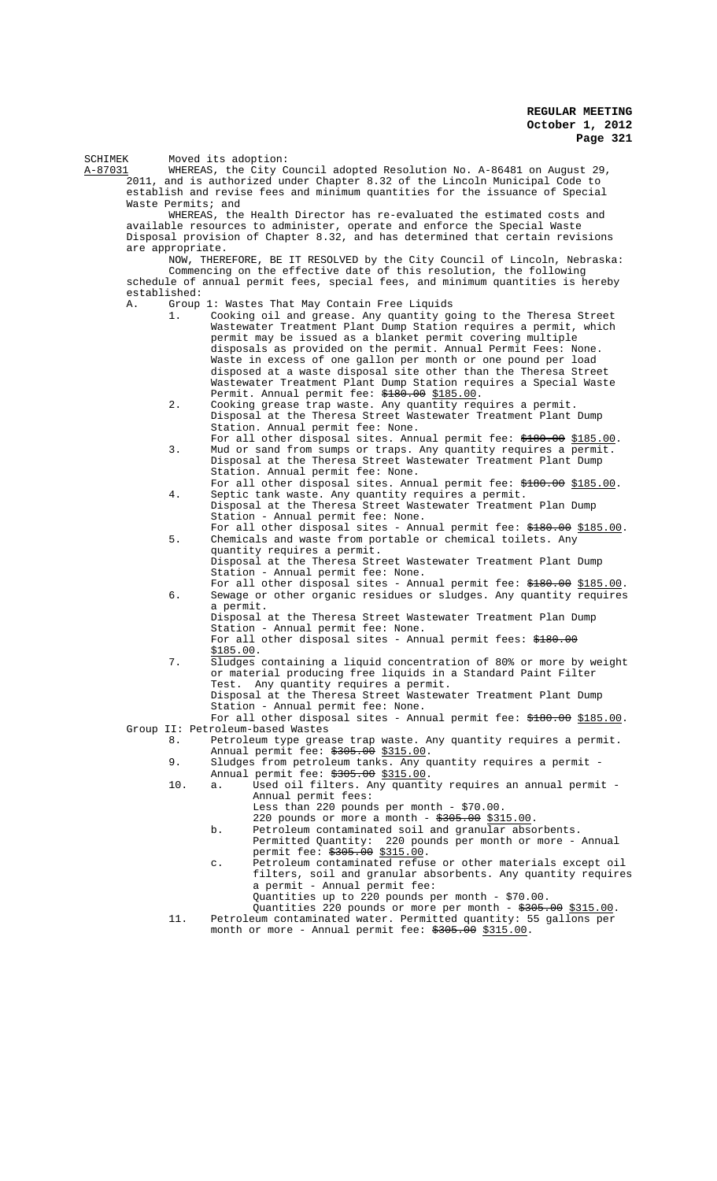SCHIMEK Moved its adoption:

A-87031 WHEREAS, the City Council adopted Resolution No. A-86481 on August 29, 2011, and is authorized under Chapter 8.32 of the Lincoln Municipal Code to establish and revise fees and minimum quantities for the issuance of Special Waste Permits; and

WHEREAS, the Health Director has re-evaluated the estimated costs and available resources to administer, operate and enforce the Special Waste Disposal provision of Chapter 8.32, and has determined that certain revisions are appropriate.

NOW, THEREFORE, BE IT RESOLVED by the City Council of Lincoln, Nebraska:

Commencing on the effective date of this resolution, the following schedule of annual permit fees, special fees, and minimum quantities is hereby established:

A. Group 1: Wastes That May Contain Free Liquids

1. Cooking oil and grease. Any quantity going to the Theresa Street Wastewater Treatment Plant Dump Station requires a permit, which permit may be issued as a blanket permit covering multiple disposals as provided on the permit. Annual Permit Fees: None. Waste in excess of one gallon per month or one pound per load disposed at a waste disposal site other than the Theresa Street Wastewater Treatment Plant Dump Station requires a Special Waste Permit. Annual permit fee: ~~$180.00~~ $185.00.

2. Cooking grease trap waste. Any quantity requires a permit.
Disposal at the Theresa Street Wastewater Treatment Plant Dump Station. Annual permit fee: None.
For all other disposal sites. Annual permit fee: ~~$180.00~~ $185.00.

3. Mud or sand from sumps or traps. Any quantity requires a permit.
Disposal at the Theresa Street Wastewater Treatment Plant Dump Station. Annual permit fee: None.
For all other disposal sites. Annual permit fee: ~~$180.00~~ $185.00.

4. Septic tank waste. Any quantity requires a permit.
Disposal at the Theresa Street Wastewater Treatment Plan Dump Station - Annual permit fee: None.
For all other disposal sites - Annual permit fee: ~~$180.00~~ $185.00.

5. Chemicals and waste from portable or chemical toilets. Any quantity requires a permit.
Disposal at the Theresa Street Wastewater Treatment Plant Dump Station - Annual permit fee: None.
For all other disposal sites - Annual permit fee: ~~$180.00~~ $185.00.

6. Sewage or other organic residues or sludges. Any quantity requires a permit.
Disposal at the Theresa Street Wastewater Treatment Plan Dump Station - Annual permit fee: None.
For all other disposal sites - Annual permit fees: ~~$180.00~~ $185.00.

7. Sludges containing a liquid concentration of 80% or more by weight or material producing free liquids in a Standard Paint Filter Test. Any quantity requires a permit.
Disposal at the Theresa Street Wastewater Treatment Plant Dump Station - Annual permit fee: None.
For all other disposal sites - Annual permit fee: ~~$180.00~~ $185.00.

Group II: Petroleum-based Wastes

8. Petroleum type grease trap waste. Any quantity requires a permit. Annual permit fee: ~~$305.00~~ $315.00.

9. Sludges from petroleum tanks. Any quantity requires a permit - Annual permit fee: ~~$305.00~~ $315.00.

10. a. Used oil filters. Any quantity requires an annual permit - Annual permit fees:
Less than 220 pounds per month - $70.00.
220 pounds or more a month - ~~$305.00~~ $315.00.

b. Petroleum contaminated soil and granular absorbents. Permitted Quantity: 220 pounds per month or more - Annual permit fee: ~~$305.00~~ $315.00.

c. Petroleum contaminated refuse or other materials except oil filters, soil and granular absorbents. Any quantity requires a permit - Annual permit fee:
Quantities up to 220 pounds per month - $70.00.
Quantities 220 pounds or more per month - ~~$305.00~~ $315.00.

11. Petroleum contaminated water. Permitted quantity: 55 gallons per month or more - Annual permit fee: ~~$305.00~~ $315.00.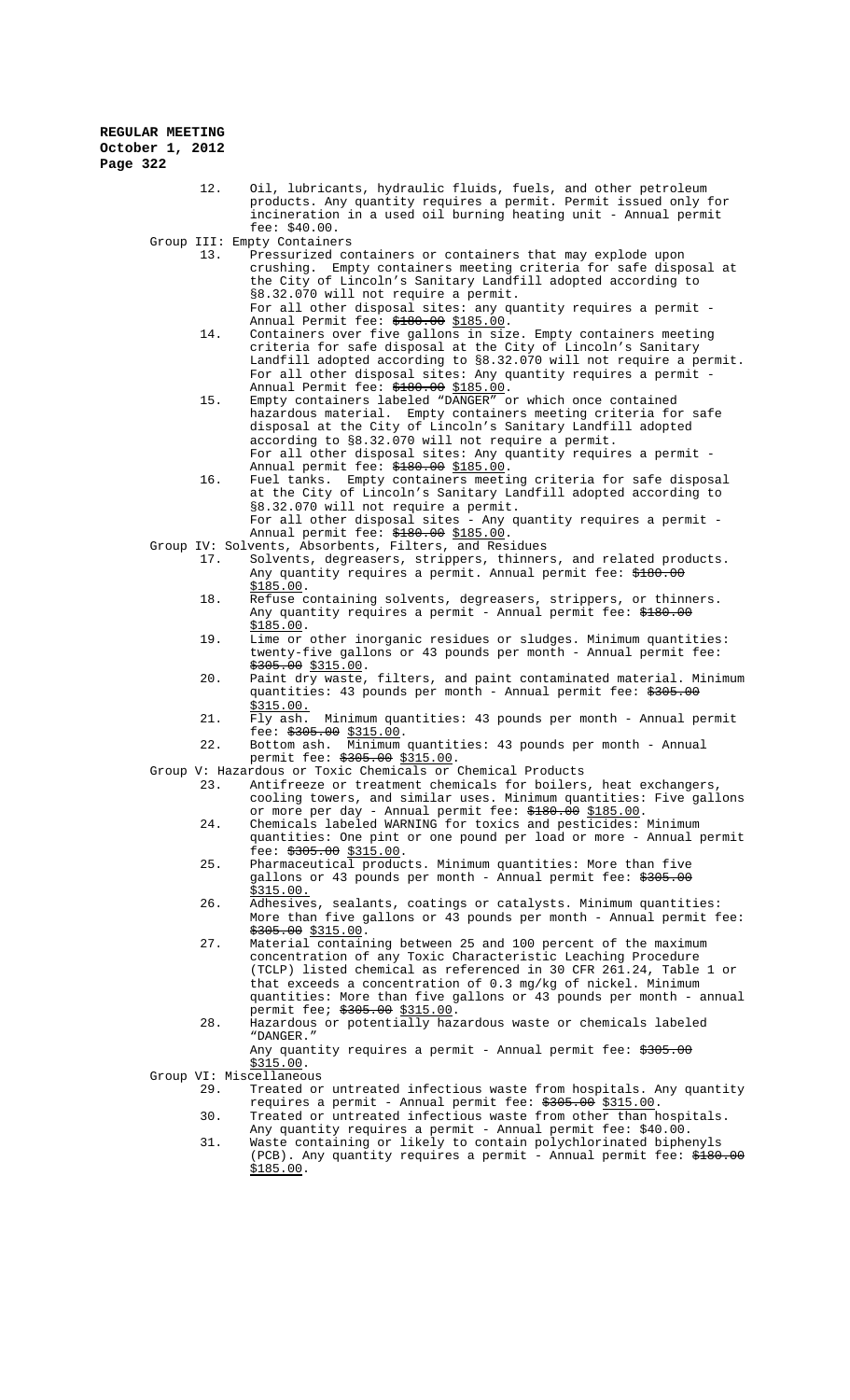12. Oil, lubricants, hydraulic fluids, fuels, and other petroleum products. Any quantity requires a permit. Permit issued only for incineration in a used oil burning heating unit - Annual permit fee: $40.00.

Group III: Empty Containers

13. Pressurized containers or containers that may explode upon crushing. Empty containers meeting criteria for safe disposal at the City of Lincoln's Sanitary Landfill adopted according to §8.32.070 will not require a permit. For all other disposal sites: any quantity requires a permit - Annual Permit fee: ~~$180.00~~ $185.00.
14. Containers over five gallons in size. Empty containers meeting criteria for safe disposal at the City of Lincoln's Sanitary Landfill adopted according to §8.32.070 will not require a permit. For all other disposal sites: Any quantity requires a permit - Annual Permit fee: ~~$180.00~~ $185.00.
15. Empty containers labeled "DANGER" or which once contained hazardous material. Empty containers meeting criteria for safe disposal at the City of Lincoln's Sanitary Landfill adopted according to §8.32.070 will not require a permit. For all other disposal sites: Any quantity requires a permit - Annual permit fee: ~~$180.00~~ $185.00.
16. Fuel tanks. Empty containers meeting criteria for safe disposal at the City of Lincoln's Sanitary Landfill adopted according to §8.32.070 will not require a permit. For all other disposal sites - Any quantity requires a permit - Annual permit fee: ~~$180.00~~ $185.00.

Group IV: Solvents, Absorbents, Filters, and Residues

17. Solvents, degreasers, strippers, thinners, and related products. Any quantity requires a permit. Annual permit fee: ~~$180.00~~ $185.00.
18. Refuse containing solvents, degreasers, strippers, or thinners. Any quantity requires a permit - Annual permit fee: ~~$180.00~~ $185.00.
19. Lime or other inorganic residues or sludges. Minimum quantities: twenty-five gallons or 43 pounds per month - Annual permit fee: ~~$305.00~~ $315.00.
20. Paint dry waste, filters, and paint contaminated material. Minimum quantities: 43 pounds per month - Annual permit fee: ~~$305.00~~ $315.00.
21. Fly ash. Minimum quantities: 43 pounds per month - Annual permit fee: ~~$305.00~~ $315.00.
22. Bottom ash. Minimum quantities: 43 pounds per month - Annual permit fee: ~~$305.00~~ $315.00.

Group V: Hazardous or Toxic Chemicals or Chemical Products

23. Antifreeze or treatment chemicals for boilers, heat exchangers, cooling towers, and similar uses. Minimum quantities: Five gallons or more per day - Annual permit fee: ~~$180.00~~ $185.00.
24. Chemicals labeled WARNING for toxics and pesticides: Minimum quantities: One pint or one pound per load or more - Annual permit fee: ~~$305.00~~ $315.00.
25. Pharmaceutical products. Minimum quantities: More than five gallons or 43 pounds per month - Annual permit fee: ~~$305.00~~ $315.00.
26. Adhesives, sealants, coatings or catalysts. Minimum quantities: More than five gallons or 43 pounds per month - Annual permit fee: ~~$305.00~~ $315.00.
27. Material containing between 25 and 100 percent of the maximum concentration of any Toxic Characteristic Leaching Procedure (TCLP) listed chemical as referenced in 30 CFR 261.24, Table 1 or that exceeds a concentration of 0.3 mg/kg of nickel. Minimum quantities: More than five gallons or 43 pounds per month - annual permit fee; ~~$305.00~~ $315.00.
28. Hazardous or potentially hazardous waste or chemicals labeled "DANGER."
    Any quantity requires a permit - Annual permit fee: ~~$305.00~~ $315.00.

Group VI: Miscellaneous

29. Treated or untreated infectious waste from hospitals. Any quantity requires a permit - Annual permit fee: ~~$305.00~~ $315.00.
30. Treated or untreated infectious waste from other than hospitals. Any quantity requires a permit - Annual permit fee: $40.00.
31. Waste containing or likely to contain polychlorinated biphenyls (PCB). Any quantity requires a permit - Annual permit fee: ~~$180.00~~ $185.00.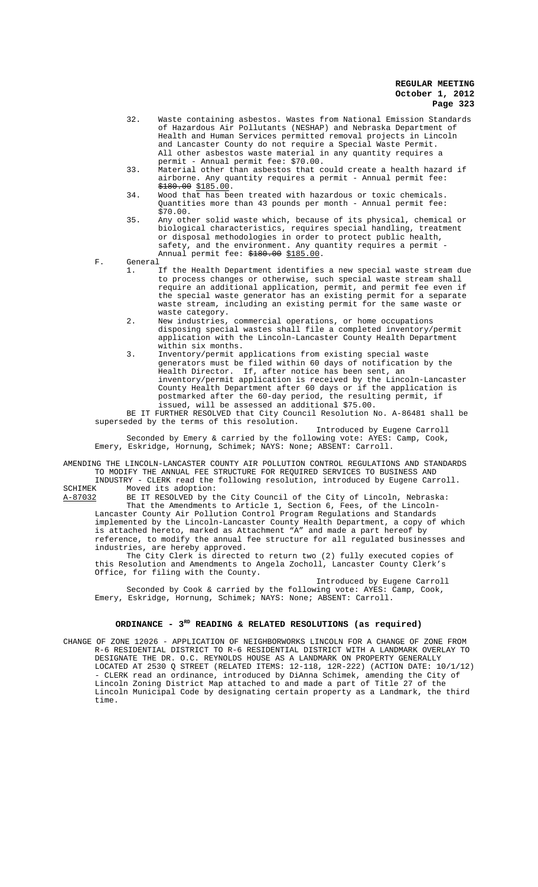32. Waste containing asbestos. Wastes from National Emission Standards of Hazardous Air Pollutants (NESHAP) and Nebraska Department of Health and Human Services permitted removal projects in Lincoln and Lancaster County do not require a Special Waste Permit. All other asbestos waste material in any quantity requires a permit - Annual permit fee: $70.00.
33. Material other than asbestos that could create a health hazard if airborne. Any quantity requires a permit - Annual permit fee: ~~$180.00~~ $185.00.
34. Wood that has been treated with hazardous or toxic chemicals. Quantities more than 43 pounds per month - Annual permit fee: $70.00.
35. Any other solid waste which, because of its physical, chemical or biological characteristics, requires special handling, treatment or disposal methodologies in order to protect public health, safety, and the environment. Any quantity requires a permit - Annual permit fee: ~~$180.00~~ $185.00.

F. General

1. If the Health Department identifies a new special waste stream due to process changes or otherwise, such special waste stream shall require an additional application, permit, and permit fee even if the special waste generator has an existing permit for a separate waste stream, including an existing permit for the same waste or waste category.
2. New industries, commercial operations, or home occupations disposing special wastes shall file a completed inventory/permit application with the Lincoln-Lancaster County Health Department within six months.
3. Inventory/permit applications from existing special waste generators must be filed within 60 days of notification by the Health Director. If, after notice has been sent, an inventory/permit application is received by the Lincoln-Lancaster County Health Department after 60 days or if the application is postmarked after the 60-day period, the resulting permit, if issued, will be assessed an additional $75.00.

BE IT FURTHER RESOLVED that City Council Resolution No. A-86481 shall be superseded by the terms of this resolution.

Introduced by Eugene Carroll

Seconded by Emery & carried by the following vote: AYES: Camp, Cook, Emery, Eskridge, Hornung, Schimek; NAYS: None; ABSENT: Carroll.

AMENDING THE LINCOLN-LANCASTER COUNTY AIR POLLUTION CONTROL REGULATIONS AND STANDARDS TO MODIFY THE ANNUAL FEE STRUCTURE FOR REQUIRED SERVICES TO BUSINESS AND INDUSTRY - CLERK read the following resolution, introduced by Eugene Carroll.

SCHIMEK Moved its adoption:

A-87032 BE IT RESOLVED by the City Council of the City of Lincoln, Nebraska:

That the Amendments to Article 1, Section 6, Fees, of the Lincoln-Lancaster County Air Pollution Control Program Regulations and Standards implemented by the Lincoln-Lancaster County Health Department, a copy of which is attached hereto, marked as Attachment "A" and made a part hereof by reference, to modify the annual fee structure for all regulated businesses and industries, are hereby approved.

The City Clerk is directed to return two (2) fully executed copies of this Resolution and Amendments to Angela Zocholl, Lancaster County Clerk's Office, for filing with the County.

Introduced by Eugene Carroll

Seconded by Cook & carried by the following vote: AYES: Camp, Cook, Emery, Eskridge, Hornung, Schimek; NAYS: None; ABSENT: Carroll.

## ORDINANCE - 3RD READING & RELATED RESOLUTIONS (as required)

CHANGE OF ZONE 12026 - APPLICATION OF NEIGHBORWORKS LINCOLN FOR A CHANGE OF ZONE FROM R-6 RESIDENTIAL DISTRICT TO R-6 RESIDENTIAL DISTRICT WITH A LANDMARK OVERLAY TO DESIGNATE THE DR. O.C. REYNOLDS HOUSE AS A LANDMARK ON PROPERTY GENERALLY LOCATED AT 2530 Q STREET (RELATED ITEMS: 12-118, 12R-222) (ACTION DATE: 10/1/12) - CLERK read an ordinance, introduced by DiAnna Schimek, amending the City of Lincoln Zoning District Map attached to and made a part of Title 27 of the Lincoln Municipal Code by designating certain property as a Landmark, the third time.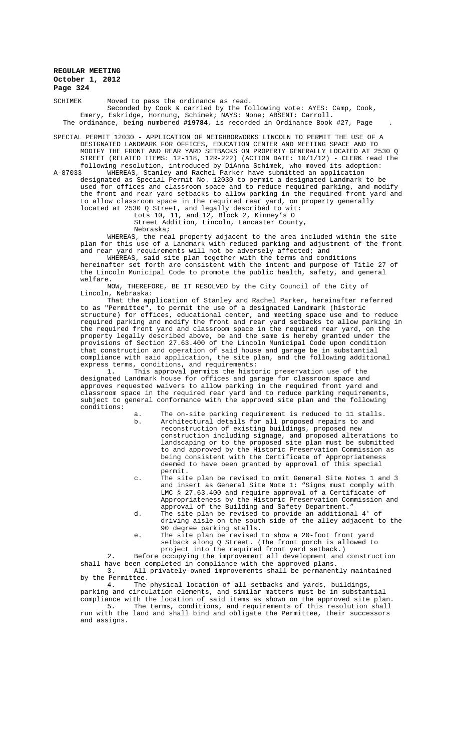SCHIMEK Moved to pass the ordinance as read.

Seconded by Cook & carried by the following vote: AYES: Camp, Cook, Emery, Eskridge, Hornung, Schimek; NAYS: None; ABSENT: Carroll.

The ordinance, being numbered **#19784**, is recorded in Ordinance Book #27, Page .

SPECIAL PERMIT 12030 - APPLICATION OF NEIGHBORWORKS LINCOLN TO PERMIT THE USE OF A DESIGNATED LANDMARK FOR OFFICES, EDUCATION CENTER AND MEETING SPACE AND TO MODIFY THE FRONT AND REAR YARD SETBACKS ON PROPERTY GENERALLY LOCATED AT 2530 Q STREET (RELATED ITEMS: 12-118, 12R-222) (ACTION DATE: 10/1/12) - CLERK read the following resolution, introduced by DiAnna Schimek, who moved its adoption:

A-87033 WHEREAS, Stanley and Rachel Parker have submitted an application designated as Special Permit No. 12030 to permit a designated Landmark to be used for offices and classroom space and to reduce required parking, and modify the front and rear yard setbacks to allow parking in the required front yard and to allow classroom space in the required rear yard, on property generally located at 2530 Q Street, and legally described to wit:

Lots 10, 11, and 12, Block 2, Kinney's O Street Addition, Lincoln, Lancaster County, Nebraska;

WHEREAS, the real property adjacent to the area included within the site plan for this use of a Landmark with reduced parking and adjustment of the front and rear yard requirements will not be adversely affected; and

WHEREAS, said site plan together with the terms and conditions hereinafter set forth are consistent with the intent and purpose of Title 27 of the Lincoln Municipal Code to promote the public health, safety, and general welfare.

NOW, THEREFORE, BE IT RESOLVED by the City Council of the City of Lincoln, Nebraska:

That the application of Stanley and Rachel Parker, hereinafter referred to as "Permittee", to permit the use of a designated Landmark (historic structure) for offices, educational center, and meeting space use and to reduce required parking and modify the front and rear yard setbacks to allow parking in the required front yard and classroom space in the required rear yard, on the property legally described above, be and the same is hereby granted under the provisions of Section 27.63.400 of the Lincoln Municipal Code upon condition that construction and operation of said house and garage be in substantial compliance with said application, the site plan, and the following additional express terms, conditions, and requirements:

1. This approval permits the historic preservation use of the designated Landmark house for offices and garage for classroom space and approves requested waivers to allow parking in the required front yard and classroom space in the required rear yard and to reduce parking requirements, subject to general conformance with the approved site plan and the following conditions:

   a. The on-site parking requirement is reduced to 11 stalls.

   b. Architectural details for all proposed repairs to and reconstruction of existing buildings, proposed new construction including signage, and proposed alterations to landscaping or to the proposed site plan must be submitted to and approved by the Historic Preservation Commission as being consistent with the Certificate of Appropriateness deemed to have been granted by approval of this special permit.

   c. The site plan be revised to omit General Site Notes 1 and 3 and insert as General Site Note 1: "Signs must comply with LMC § 27.63.400 and require approval of a Certificate of Appropriateness by the Historic Preservation Commission and approval of the Building and Safety Department."

   d. The site plan be revised to provide an additional 4' of driving aisle on the south side of the alley adjacent to the 90 degree parking stalls.

   e. The site plan be revised to show a 20-foot front yard setback along Q Street. (The front porch is allowed to project into the required front yard setback.)

2. Before occupying the improvement all development and construction shall have been completed in compliance with the approved plans.

3. All privately-owned improvements shall be permanently maintained by the Permittee.

4. The physical location of all setbacks and yards, buildings, parking and circulation elements, and similar matters must be in substantial compliance with the location of said items as shown on the approved site plan.

5. The terms, conditions, and requirements of this resolution shall run with the land and shall bind and obligate the Permittee, their successors and assigns.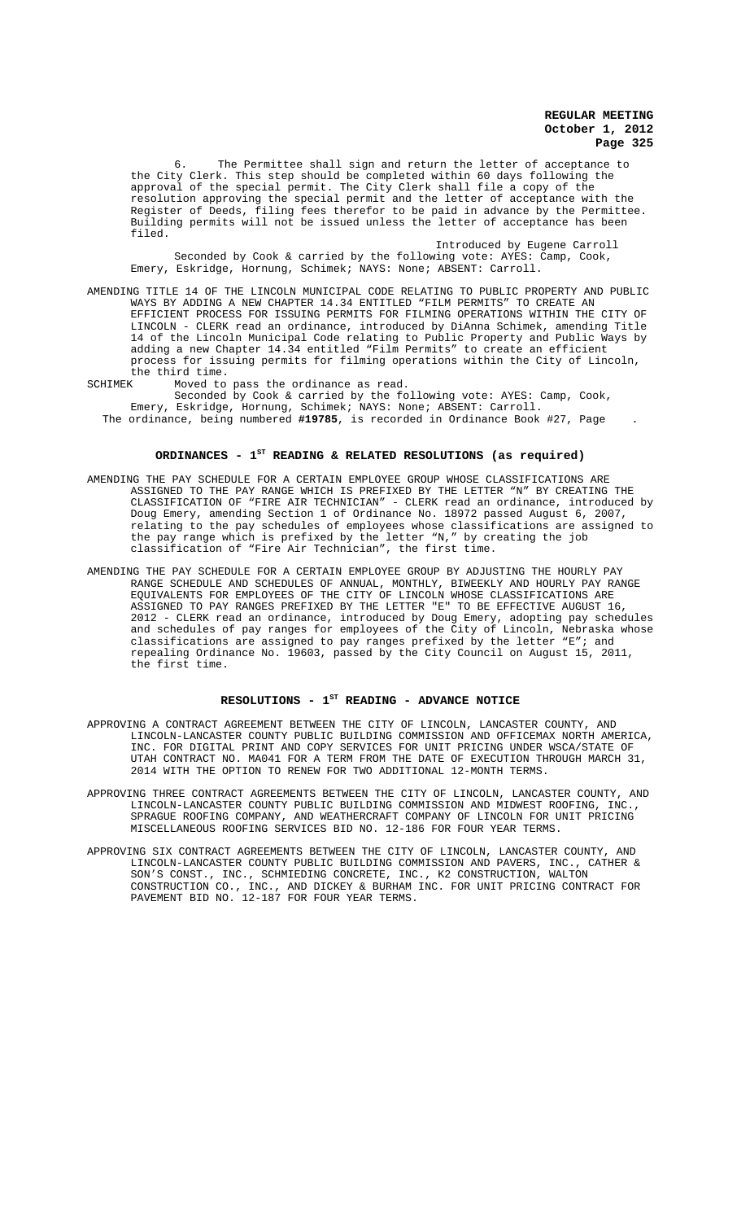6. The Permittee shall sign and return the letter of acceptance to the City Clerk. This step should be completed within 60 days following the approval of the special permit. The City Clerk shall file a copy of the resolution approving the special permit and the letter of acceptance with the Register of Deeds, filing fees therefor to be paid in advance by the Permittee. Building permits will not be issued unless the letter of acceptance has been filed.

Introduced by Eugene Carroll

Seconded by Cook & carried by the following vote: AYES: Camp, Cook, Emery, Eskridge, Hornung, Schimek; NAYS: None; ABSENT: Carroll.

AMENDING TITLE 14 OF THE LINCOLN MUNICIPAL CODE RELATING TO PUBLIC PROPERTY AND PUBLIC WAYS BY ADDING A NEW CHAPTER 14.34 ENTITLED "FILM PERMITS" TO CREATE AN EFFICIENT PROCESS FOR ISSUING PERMITS FOR FILMING OPERATIONS WITHIN THE CITY OF LINCOLN - CLERK read an ordinance, introduced by DiAnna Schimek, amending Title 14 of the Lincoln Municipal Code relating to Public Property and Public Ways by adding a new Chapter 14.34 entitled "Film Permits" to create an efficient process for issuing permits for filming operations within the City of Lincoln, the third time.

SCHIMEK Moved to pass the ordinance as read.

Seconded by Cook & carried by the following vote: AYES: Camp, Cook, Emery, Eskridge, Hornung, Schimek; NAYS: None; ABSENT: Carroll.

The ordinance, being numbered **#19785**, is recorded in Ordinance Book #27, Page .

## ORDINANCES - 1ST READING & RELATED RESOLUTIONS (as required)

AMENDING THE PAY SCHEDULE FOR A CERTAIN EMPLOYEE GROUP WHOSE CLASSIFICATIONS ARE ASSIGNED TO THE PAY RANGE WHICH IS PREFIXED BY THE LETTER "N" BY CREATING THE CLASSIFICATION OF "FIRE AIR TECHNICIAN" - CLERK read an ordinance, introduced by Doug Emery, amending Section 1 of Ordinance No. 18972 passed August 6, 2007, relating to the pay schedules of employees whose classifications are assigned to the pay range which is prefixed by the letter "N," by creating the job classification of "Fire Air Technician", the first time.

AMENDING THE PAY SCHEDULE FOR A CERTAIN EMPLOYEE GROUP BY ADJUSTING THE HOURLY PAY RANGE SCHEDULE AND SCHEDULES OF ANNUAL, MONTHLY, BIWEEKLY AND HOURLY PAY RANGE EQUIVALENTS FOR EMPLOYEES OF THE CITY OF LINCOLN WHOSE CLASSIFICATIONS ARE ASSIGNED TO PAY RANGES PREFIXED BY THE LETTER "E" TO BE EFFECTIVE AUGUST 16, 2012 - CLERK read an ordinance, introduced by Doug Emery, adopting pay schedules and schedules of pay ranges for employees of the City of Lincoln, Nebraska whose classifications are assigned to pay ranges prefixed by the letter "E"; and repealing Ordinance No. 19603, passed by the City Council on August 15, 2011, the first time.

## RESOLUTIONS - 1ST READING - ADVANCE NOTICE

APPROVING A CONTRACT AGREEMENT BETWEEN THE CITY OF LINCOLN, LANCASTER COUNTY, AND LINCOLN-LANCASTER COUNTY PUBLIC BUILDING COMMISSION AND OFFICEMAX NORTH AMERICA, INC. FOR DIGITAL PRINT AND COPY SERVICES FOR UNIT PRICING UNDER WSCA/STATE OF UTAH CONTRACT NO. MA041 FOR A TERM FROM THE DATE OF EXECUTION THROUGH MARCH 31, 2014 WITH THE OPTION TO RENEW FOR TWO ADDITIONAL 12-MONTH TERMS.

APPROVING THREE CONTRACT AGREEMENTS BETWEEN THE CITY OF LINCOLN, LANCASTER COUNTY, AND LINCOLN-LANCASTER COUNTY PUBLIC BUILDING COMMISSION AND MIDWEST ROOFING, INC., SPRAGUE ROOFING COMPANY, AND WEATHERCRAFT COMPANY OF LINCOLN FOR UNIT PRICING MISCELLANEOUS ROOFING SERVICES BID NO. 12-186 FOR FOUR YEAR TERMS.

APPROVING SIX CONTRACT AGREEMENTS BETWEEN THE CITY OF LINCOLN, LANCASTER COUNTY, AND LINCOLN-LANCASTER COUNTY PUBLIC BUILDING COMMISSION AND PAVERS, INC., CATHER & SON'S CONST., INC., SCHMIEDING CONCRETE, INC., K2 CONSTRUCTION, WALTON CONSTRUCTION CO., INC., AND DICKEY & BURHAM INC. FOR UNIT PRICING CONTRACT FOR PAVEMENT BID NO. 12-187 FOR FOUR YEAR TERMS.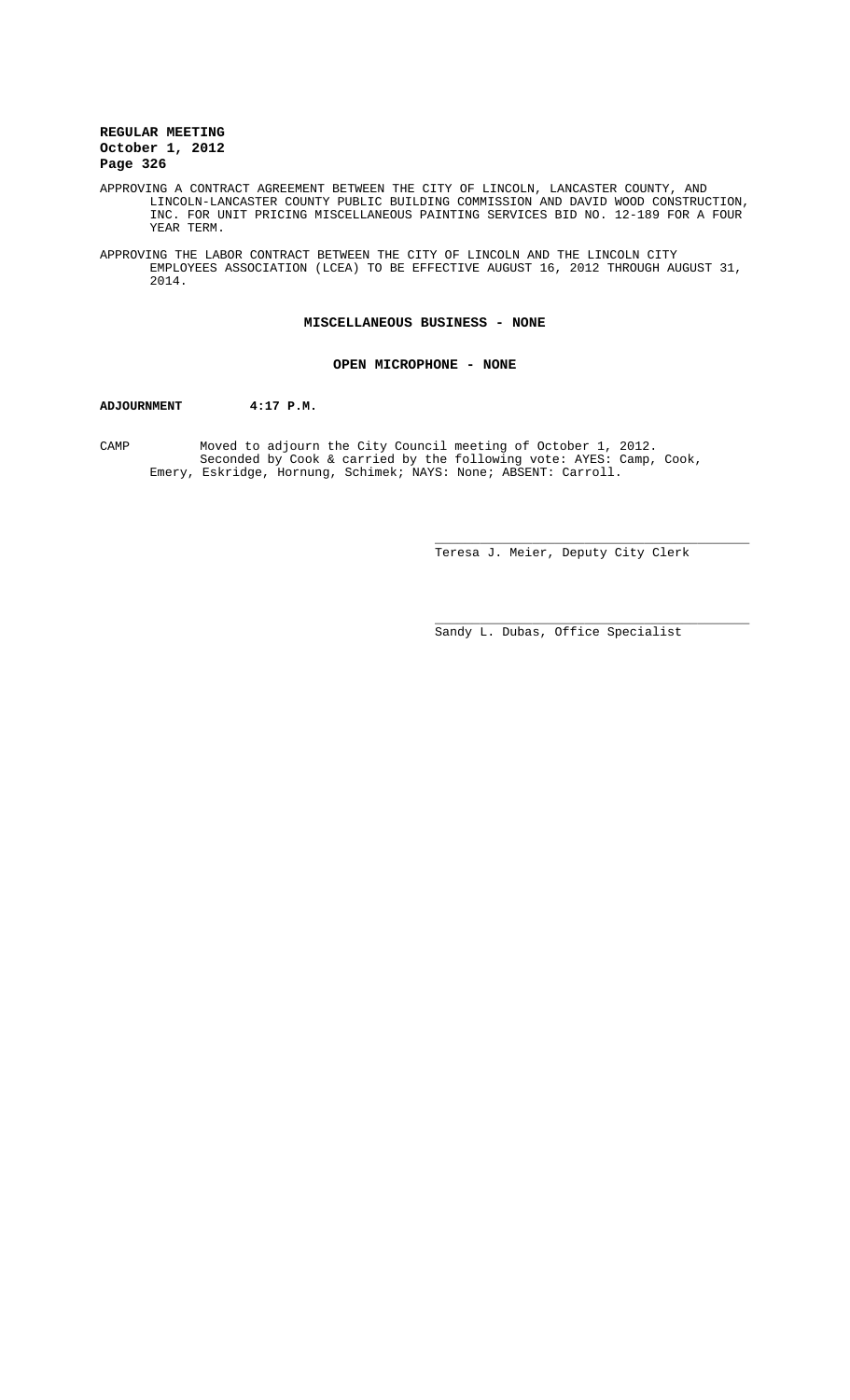APPROVING A CONTRACT AGREEMENT BETWEEN THE CITY OF LINCOLN, LANCASTER COUNTY, AND LINCOLN-LANCASTER COUNTY PUBLIC BUILDING COMMISSION AND DAVID WOOD CONSTRUCTION, INC. FOR UNIT PRICING MISCELLANEOUS PAINTING SERVICES BID NO. 12-189 FOR A FOUR YEAR TERM.

APPROVING THE LABOR CONTRACT BETWEEN THE CITY OF LINCOLN AND THE LINCOLN CITY EMPLOYEES ASSOCIATION (LCEA) TO BE EFFECTIVE AUGUST 16, 2012 THROUGH AUGUST 31, 2014.

**MISCELLANEOUS BUSINESS - NONE**

**OPEN MICROPHONE - NONE**

**ADJOURNMENT 4:17 P.M.**

CAMP Moved to adjourn the City Council meeting of October 1, 2012. Seconded by Cook & carried by the following vote: AYES: Camp, Cook, Emery, Eskridge, Hornung, Schimek; NAYS: None; ABSENT: Carroll.

\_\_\_\_\_\_\_\_\_\_\_\_\_\_\_\_\_\_\_\_\_\_\_\_\_\_\_\_\_\_\_\_\_\_\_\_\_\_\_\_

Teresa J. Meier, Deputy City Clerk

\_\_\_\_\_\_\_\_\_\_\_\_\_\_\_\_\_\_\_\_\_\_\_\_\_\_\_\_\_\_\_\_\_\_\_\_\_\_\_\_

Sandy L. Dubas, Office Specialist